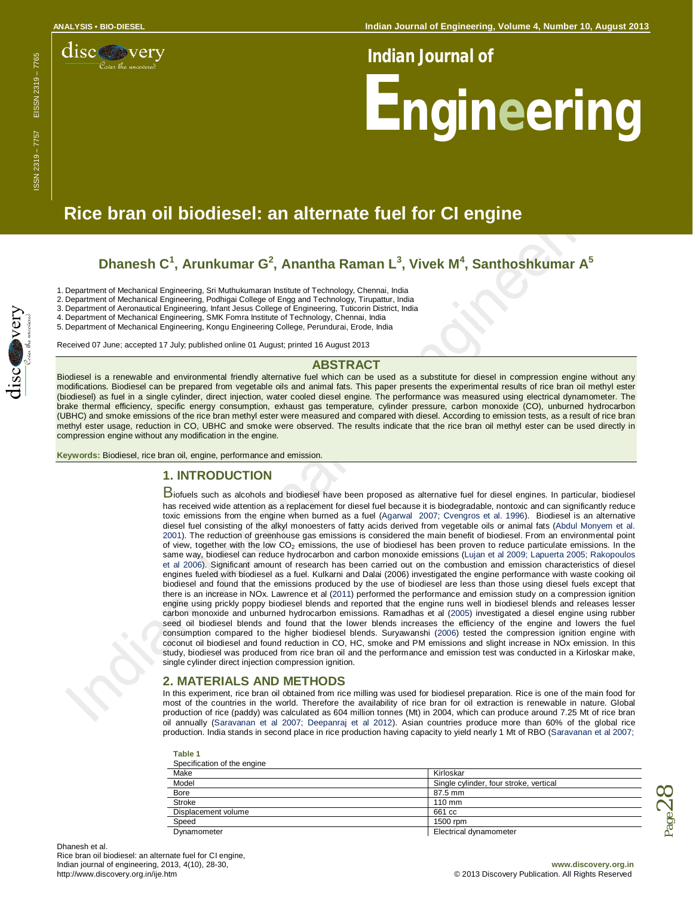# Rice bran oil biodiesel: an alternate fuel for CI engine

**Dhanesh C[1], Arunkumar G[2], Anantha Raman L[3], Vivek M[4], Santhoshkumar A[5]**

1. Department of Mechanical Engineering, Sri Muthukumaran Institute of Technology, Chennai, India
2. Department of Mechanical Engineering, Podhigai College of Engg and Technology, Tirupattur, India
3. Department of Aeronautical Engineering, Infant Jesus College of Engineering, Tuticorin District, India
4. Department of Mechanical Engineering, SMK Fomra Institute of Technology, Chennai, India
5. Department of Mechanical Engineering, Kongu Engineering College, Perundurai, Erode, India

Received 07 June; accepted 17 July; published online 01 August; printed 16 August 2013

## ABSTRACT

Biodiesel is a renewable and environmental friendly alternative fuel which can be used as a substitute for diesel in compression engine without any modifications. Biodiesel can be prepared from vegetable oils and animal fats. This paper presents the experimental results of rice bran oil methyl ester (biodiesel) as fuel in a single cylinder, direct injection, water cooled diesel engine. The performance was measured using electrical dynamometer. The brake thermal efficiency, specific energy consumption, exhaust gas temperature, cylinder pressure, carbon monoxide (CO), unburned hydrocarbon (UBHC) and smoke emissions of the rice bran methyl ester were measured and compared with diesel. According to emission tests, as a result of rice bran methyl ester usage, reduction in CO, UBHC and smoke were observed. The results indicate that the rice bran oil methyl ester can be used directly in compression engine without any modification in the engine.

**Keywords:** Biodiesel, rice bran oil, engine, performance and emission.

## 1. INTRODUCTION

Biofuels such as alcohols and biodiesel have been proposed as alternative fuel for diesel engines. In particular, biodiesel has received wide attention as a replacement for diesel fuel because it is biodegradable, nontoxic and can significantly reduce toxic emissions from the engine when burned as a fuel (Agarwal 2007; Cvengros et al. 1996). Biodiesel is an alternative diesel fuel consisting of the alkyl monoesters of fatty acids derived from vegetable oils or animal fats (Abdul Monyem et al. 2001). The reduction of greenhouse gas emissions is considered the main benefit of biodiesel. From an environmental point of view, together with the low $CO_2$ emissions, the use of biodiesel has been proven to reduce particulate emissions. In the same way, biodiesel can reduce hydrocarbon and carbon monoxide emissions (Lujan et al 2009; Lapuerta 2005; Rakopoulos et al 2006). Significant amount of research has been carried out on the combustion and emission characteristics of diesel engines fueled with biodiesel as a fuel. Kulkarni and Dalai (2006) investigated the engine performance with waste cooking oil biodiesel and found that the emissions produced by the use of biodiesel are less than those using diesel fuels except that there is an increase in NOx. Lawrence et al (2011) performed the performance and emission study on a compression ignition engine using prickly poppy biodiesel blends and reported that the engine runs well in biodiesel blends and releases lesser carbon monoxide and unburned hydrocarbon emissions. Ramadhas et al (2005) investigated a diesel engine using rubber seed oil biodiesel blends and found that the lower blends increases the efficiency of the engine and lowers the fuel consumption compared to the higher biodiesel blends. Suryawanshi (2006) tested the compression ignition engine with coconut oil biodiesel and found reduction in CO, HC, smoke and PM emissions and slight increase in NOx emission. In this study, biodiesel was produced from rice bran oil and the performance and emission test was conducted in a Kirloskar make, single cylinder direct injection compression ignition.

## 2. MATERIALS AND METHODS

In this experiment, rice bran oil obtained from rice milling was used for biodiesel preparation. Rice is one of the main food for most of the countries in the world. Therefore the availability of rice bran for oil extraction is renewable in nature. Global production of rice (paddy) was calculated as 604 million tonnes (Mt) in 2004, which can produce around 7.25 Mt of rice bran oil annually (Saravanan et al 2007; Deepanraj et al 2012). Asian countries produce more than 60% of the global rice production. India stands in second place in rice production having capacity to yield nearly 1 Mt of RBO (Saravanan et al 2007;

**Table 1**
Specification of the engine

| | |
|---|---|
| Make | Kirloskar |
| Model | Single cylinder, four stroke, vertical |
| Bore | 87.5 mm |
| Stroke | 110 mm |
| Displacement volume | 661 cc |
| Speed | 1500 rpm |
| Dynamometer | Electrical dynamometer |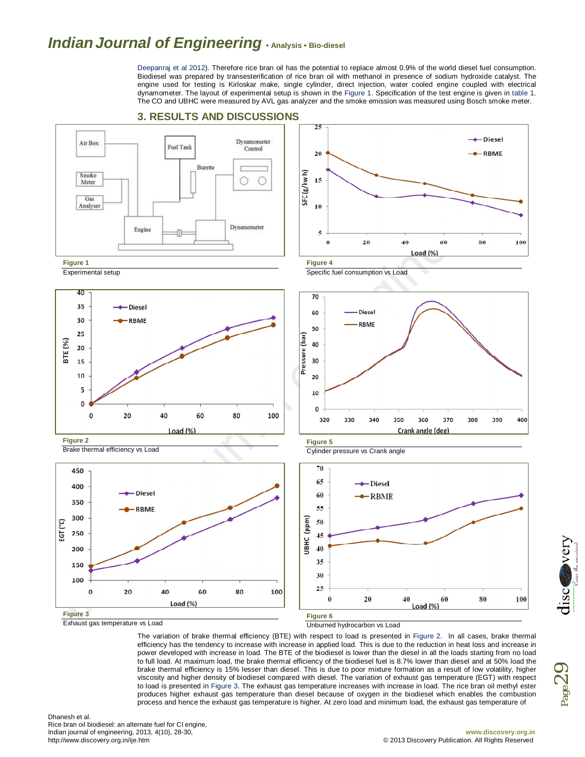Deepanraj et al 2012). Therefore rice bran oil has the potential to replace almost 0.9% of the world diesel fuel consumption. Biodiesel was prepared by transesterification of rice bran oil with methanol in presence of sodium hydroxide catalyst. The engine used for testing is Kirloskar make, single cylinder, direct injection, water cooled engine coupled with electrical dynamometer. The layout of experimental setup is shown in the Figure 1. Specification of the test engine is given in table 1. The CO and UBHC were measured by AVL gas analyzer and the smoke emission was measured using Bosch smoke meter.

## 3. RESULTS AND DISCUSSIONS

**Figure 1**

Experimental setup

**Figure 4**

Specific fuel consumption vs Load

**Figure 2**

Brake thermal efficiency vs Load

**Figure 5**

Cylinder pressure vs Crank angle

**Figure 3**

Exhaust gas temperature vs Load

**Figure 6**

Unburned hydrocarbon vs Load

The variation of brake thermal efficiency (BTE) with respect to load is presented in Figure 2. In all cases, brake thermal efficiency has the tendency to increase with increase in applied load. This is due to the reduction in heat loss and increase in power developed with increase in load. The BTE of the biodiesel is lower than the diesel in all the loads starting from no load to full load. At maximum load, the brake thermal efficiency of the biodiesel fuel is 8.7% lower than diesel and at 50% load the brake thermal efficiency is 15% lesser than diesel. This is due to poor mixture formation as a result of low volatility, higher viscosity and higher density of biodiesel compared with diesel. The variation of exhaust gas temperature (EGT) with respect to load is presented in Figure 3. The exhaust gas temperature increases with increase in load. The rice bran oil methyl ester produces higher exhaust gas temperature than diesel because of oxygen in the biodiesel which enables the combustion process and hence the exhaust gas temperature is higher. At zero load and minimum load, the exhaust gas temperature of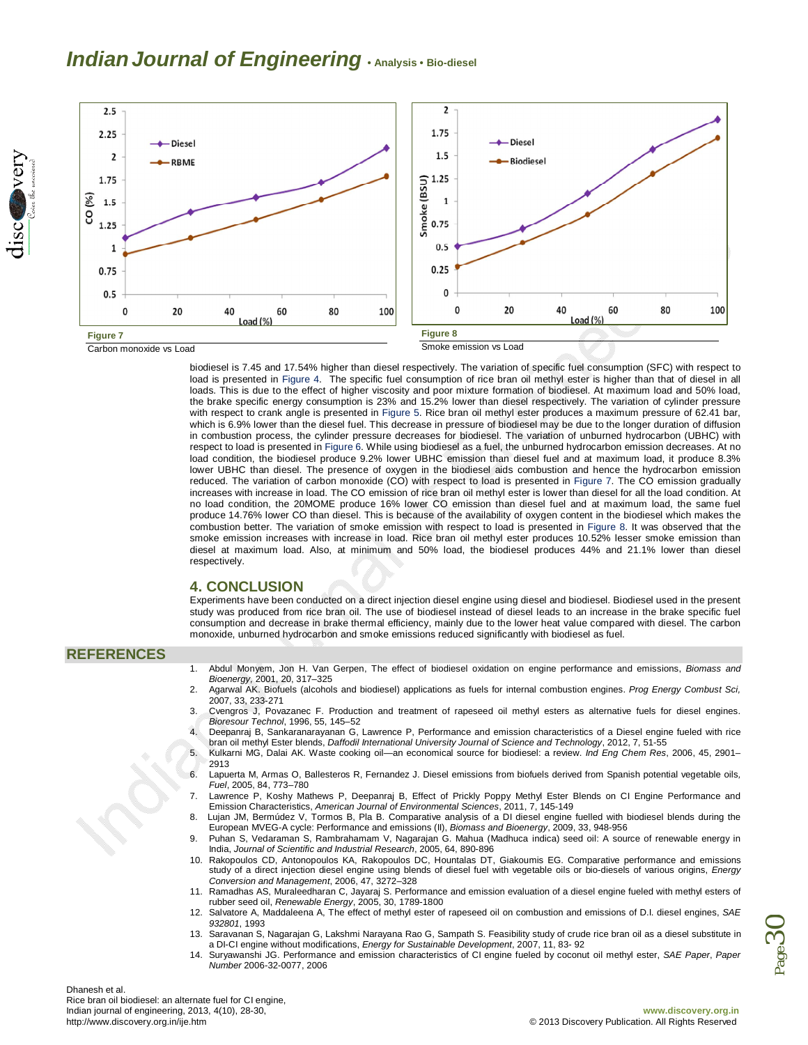2.5
2.25
2
1.75
1.5
1.25
1
0.75
0.5
CO (%)
0
20
40
60
80
100
Load (%)
Diesel
RBME

**Figure 7**
Carbon monoxide vs Load

2
1.75
1.5
1.25
1
0.75
0.5
0.25
0
Smoke (BSU)
0
20
40
60
80
100
Load (%)
Diesel
Biodiesel

**Figure 8**
Smoke emission vs Load

biodiesel is 7.45 and 17.54% higher than diesel respectively. The variation of specific fuel consumption (SFC) with respect to load is presented in Figure 4. The specific fuel consumption of rice bran oil methyl ester is higher than that of diesel in all loads. This is due to the effect of higher viscosity and poor mixture formation of biodiesel. At maximum load and 50% load, the brake specific energy consumption is 23% and 15.2% lower than diesel respectively. The variation of cylinder pressure with respect to crank angle is presented in Figure 5. Rice bran oil methyl ester produces a maximum pressure of 62.41 bar, which is 6.9% lower than the diesel fuel. This decrease in pressure of biodiesel may be due to the longer duration of diffusion in combustion process, the cylinder pressure decreases for biodiesel. The variation of unburned hydrocarbon (UBHC) with respect to load is presented in Figure 6. While using biodiesel as a fuel, the unburned hydrocarbon emission decreases. At no load condition, the biodiesel produce 9.2% lower UBHC emission than diesel fuel and at maximum load, it produce 8.3% lower UBHC than diesel. The presence of oxygen in the biodiesel aids combustion and hence the hydrocarbon emission reduced. The variation of carbon monoxide (CO) with respect to load is presented in Figure 7. The CO emission gradually increases with increase in load. The CO emission of rice bran oil methyl ester is lower than diesel for all the load condition. At no load condition, the 20MOME produce 16% lower CO emission than diesel fuel and at maximum load, the same fuel produce 14.76% lower CO than diesel. This is because of the availability of oxygen content in the biodiesel which makes the combustion better. The variation of smoke emission with respect to load is presented in Figure 8. It was observed that the smoke emission increases with increase in load. Rice bran oil methyl ester produces 10.52% lesser smoke emission than diesel at maximum load. Also, at minimum and 50% load, the biodiesel produces 44% and 21.1% lower than diesel respectively.

## 4. CONCLUSION

Experiments have been conducted on a direct injection diesel engine using diesel and biodiesel. Biodiesel used in the present study was produced from rice bran oil. The use of biodiesel instead of diesel leads to an increase in the brake specific fuel consumption and decrease in brake thermal efficiency, mainly due to the lower heat value compared with diesel. The carbon monoxide, unburned hydrocarbon and smoke emissions reduced significantly with biodiesel as fuel.

## REFERENCES

1. Abdul Monyem, Jon H. Van Gerpen, The effect of biodiesel oxidation on engine performance and emissions, *Biomass and Bioenergy*, 2001, 20, 317–325
2. Agarwal AK. Biofuels (alcohols and biodiesel) applications as fuels for internal combustion engines. *Prog Energy Combust Sci*, 2007, 33, 233-271
3. Cvengros J, Povazanec F. Production and treatment of rapeseed oil methyl esters as alternative fuels for diesel engines. *Bioresour Technol*, 1996, 55, 145–52
4. Deepanraj B, Sankaranarayanan G, Lawrence P, Performance and emission characteristics of a Diesel engine fueled with rice bran oil methyl Ester blends, *Daffodil International University Journal of Science and Technology*, 2012, 7, 51-55
5. Kulkarni MG, Dalai AK. Waste cooking oil—an economical source for biodiesel: a review. *Ind Eng Chem Res*, 2006, 45, 2901–2913
6. Lapuerta M, Armas O, Ballesteros R, Fernandez J. Diesel emissions from biofuels derived from Spanish potential vegetable oils, *Fuel*, 2005, 84, 773–780
7. Lawrence P, Koshy Mathews P, Deepanraj B, Effect of Prickly Poppy Methyl Ester Blends on CI Engine Performance and Emission Characteristics, *American Journal of Environmental Sciences*, 2011, 7, 145-149
8. Lujan JM, Bermúdez V, Tormos B, Pla B. Comparative analysis of a DI diesel engine fuelled with biodiesel blends during the European MVEG-A cycle: Performance and emissions (II), *Biomass and Bioenergy*, 2009, 33, 948-956
9. Puhan S, Vedaraman S, Rambrahamam V, Nagarajan G. Mahua (Madhuca indica) seed oil: A source of renewable energy in India, *Journal of Scientific and Industrial Research*, 2005, 64, 890-896
10. Rakopoulos CD, Antonopoulos KA, Rakopoulos DC, Hountalas DT, Giakoumis EG. Comparative performance and emissions study of a direct injection diesel engine using blends of diesel fuel with vegetable oils or bio-diesels of various origins, *Energy Conversion and Management*, 2006, 47, 3272–328
11. Ramadhas AS, Muraleedharan C, Jayaraj S. Performance and emission evaluation of a diesel engine fueled with methyl esters of rubber seed oil, *Renewable Energy*, 2005, 30, 1789-1800
12. Salvatore A, Maddaleena A, The effect of methyl ester of rapeseed oil on combustion and emissions of D.I. diesel engines, *SAE 932801*, 1993
13. Saravanan S, Nagarajan G, Lakshmi Narayana Rao G, Sampath S. Feasibility study of crude rice bran oil as a diesel substitute in a DI-CI engine without modifications, *Energy for Sustainable Development*, 2007, 11, 83- 92
14. Suryawanshi JG. Performance and emission characteristics of CI engine fueled by coconut oil methyl ester, *SAE Paper*, *Paper Number* 2006-32-0077, 2006